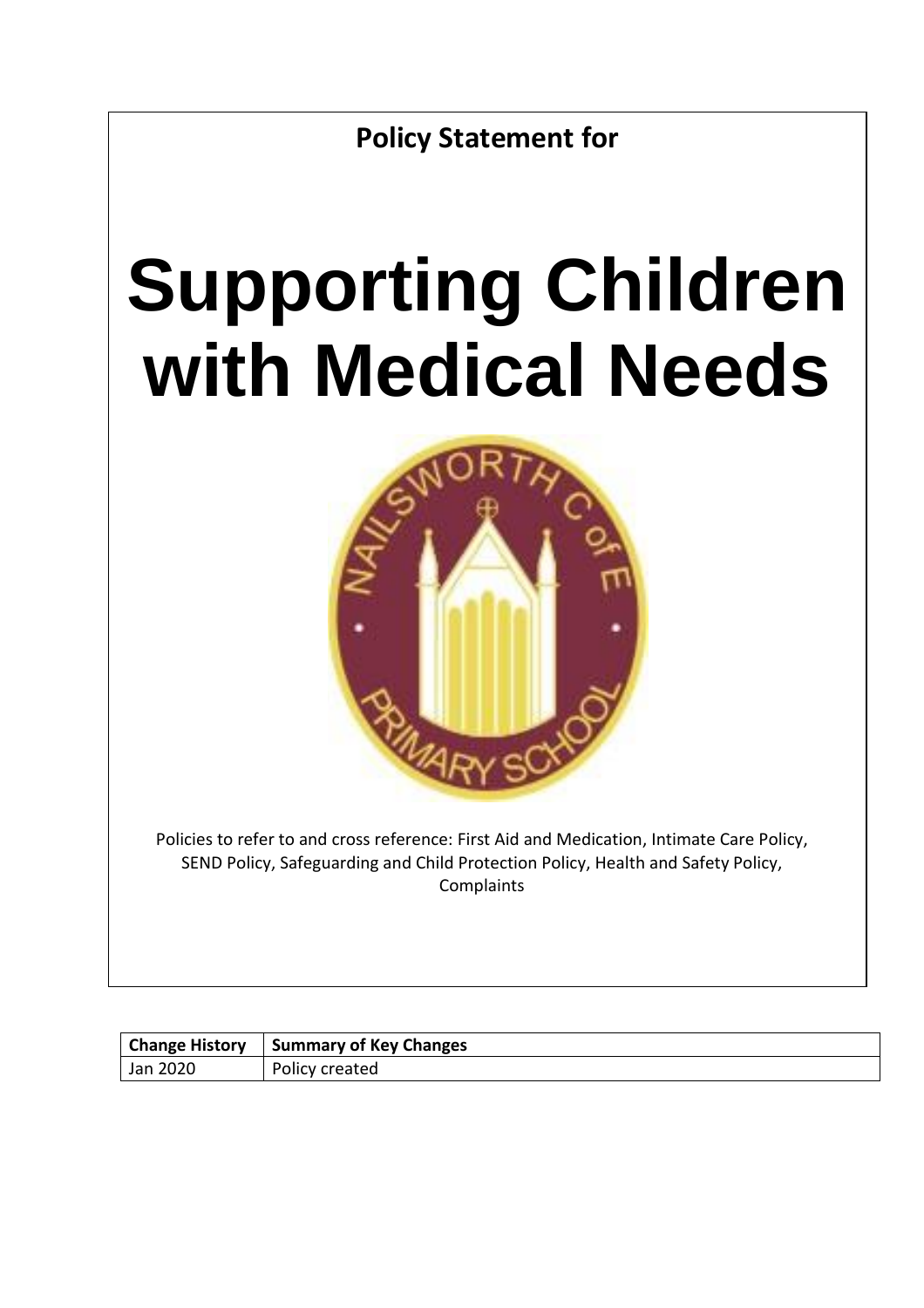**Policy Statement for**

# Supporting Children with Medical Needs

Policies to refer to and cross reference: First Aid and Medication, Intimate Care Policy, SEND Policy, Safeguarding and Child Protection Policy, Health and Safety Policy, Complaints

| Change History | Summary of Key Changes |
|---|---|
| Jan 2020 | Policy created |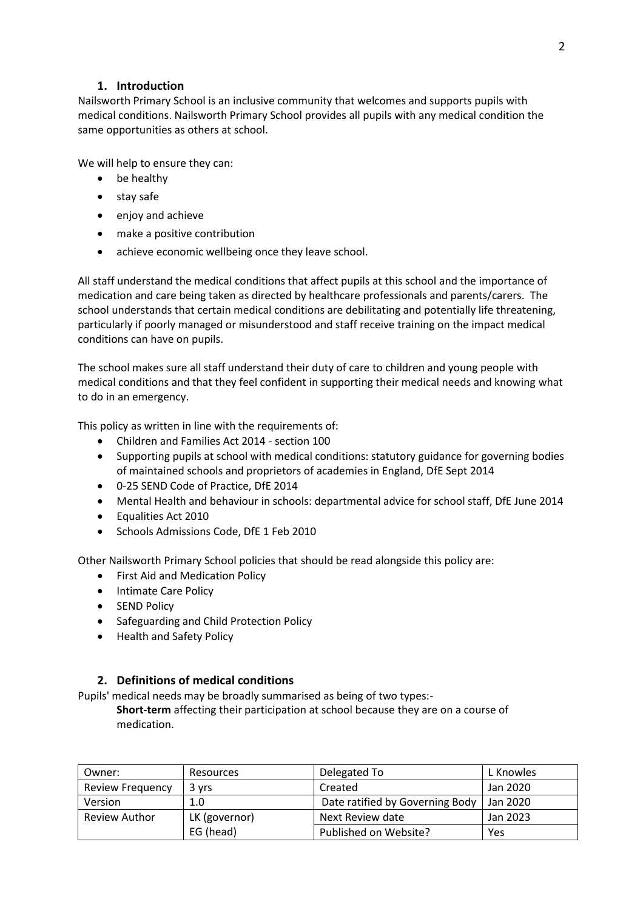## 1. Introduction

Nailsworth Primary School is an inclusive community that welcomes and supports pupils with medical conditions. Nailsworth Primary School provides all pupils with any medical condition the same opportunities as others at school.

We will help to ensure they can:

- be healthy
- stay safe
- enjoy and achieve
- make a positive contribution
- achieve economic wellbeing once they leave school.

All staff understand the medical conditions that affect pupils at this school and the importance of medication and care being taken as directed by healthcare professionals and parents/carers. The school understands that certain medical conditions are debilitating and potentially life threatening, particularly if poorly managed or misunderstood and staff receive training on the impact medical conditions can have on pupils.

The school makes sure all staff understand their duty of care to children and young people with medical conditions and that they feel confident in supporting their medical needs and knowing what to do in an emergency.

This policy as written in line with the requirements of:

- Children and Families Act 2014 - section 100
- Supporting pupils at school with medical conditions: statutory guidance for governing bodies of maintained schools and proprietors of academies in England, DfE Sept 2014
- 0-25 SEND Code of Practice, DfE 2014
- Mental Health and behaviour in schools: departmental advice for school staff, DfE June 2014
- Equalities Act 2010
- Schools Admissions Code, DfE 1 Feb 2010

Other Nailsworth Primary School policies that should be read alongside this policy are:

- First Aid and Medication Policy
- Intimate Care Policy
- SEND Policy
- Safeguarding and Child Protection Policy
- Health and Safety Policy

## 2. Definitions of medical conditions

Pupils' medical needs may be broadly summarised as being of two types:-

**Short-term** affecting their participation at school because they are on a course of medication.

| Owner: | Resources | Delegated To | L Knowles |
|---|---|---|---|
| Review Frequency | 3 yrs | Created | Jan 2020 |
| Version | 1.0 | Date ratified by Governing Body | Jan 2020 |
| Review Author | LK (governor) | Next Review date | Jan 2023 |
| | EG (head) | Published on Website? | Yes |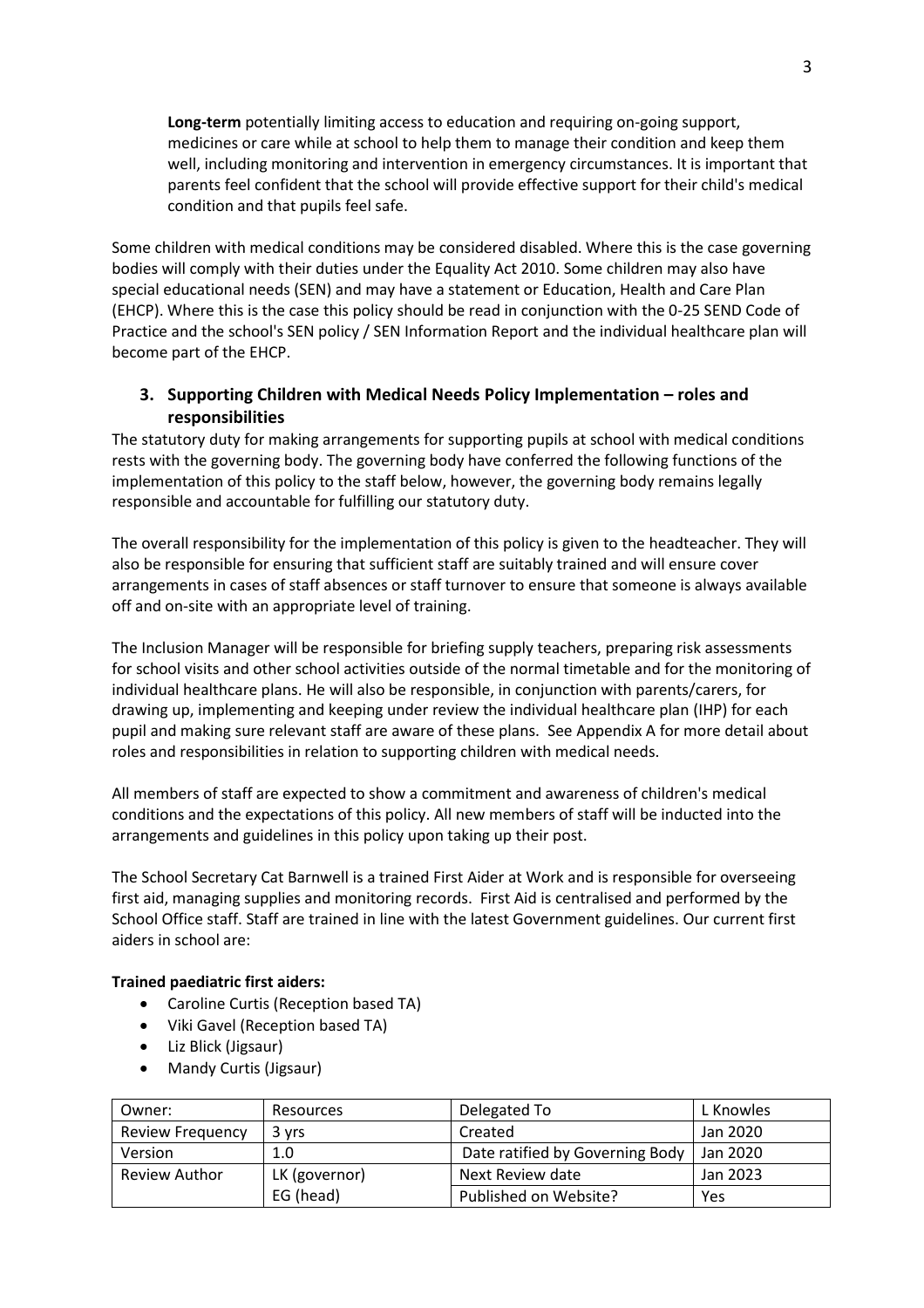**Long-term** potentially limiting access to education and requiring on-going support, medicines or care while at school to help them to manage their condition and keep them well, including monitoring and intervention in emergency circumstances. It is important that parents feel confident that the school will provide effective support for their child's medical condition and that pupils feel safe.

Some children with medical conditions may be considered disabled. Where this is the case governing bodies will comply with their duties under the Equality Act 2010. Some children may also have special educational needs (SEN) and may have a statement or Education, Health and Care Plan (EHCP). Where this is the case this policy should be read in conjunction with the 0-25 SEND Code of Practice and the school's SEN policy / SEN Information Report and the individual healthcare plan will become part of the EHCP.

## 3. Supporting Children with Medical Needs Policy Implementation – roles and responsibilities

The statutory duty for making arrangements for supporting pupils at school with medical conditions rests with the governing body. The governing body have conferred the following functions of the implementation of this policy to the staff below, however, the governing body remains legally responsible and accountable for fulfilling our statutory duty.

The overall responsibility for the implementation of this policy is given to the headteacher. They will also be responsible for ensuring that sufficient staff are suitably trained and will ensure cover arrangements in cases of staff absences or staff turnover to ensure that someone is always available off and on-site with an appropriate level of training.

The Inclusion Manager will be responsible for briefing supply teachers, preparing risk assessments for school visits and other school activities outside of the normal timetable and for the monitoring of individual healthcare plans. He will also be responsible, in conjunction with parents/carers, for drawing up, implementing and keeping under review the individual healthcare plan (IHP) for each pupil and making sure relevant staff are aware of these plans. See Appendix A for more detail about roles and responsibilities in relation to supporting children with medical needs.

All members of staff are expected to show a commitment and awareness of children's medical conditions and the expectations of this policy. All new members of staff will be inducted into the arrangements and guidelines in this policy upon taking up their post.

The School Secretary Cat Barnwell is a trained First Aider at Work and is responsible for overseeing first aid, managing supplies and monitoring records. First Aid is centralised and performed by the School Office staff. Staff are trained in line with the latest Government guidelines. Our current first aiders in school are:

**Trained paediatric first aiders:**

- Caroline Curtis (Reception based TA)
- Viki Gavel (Reception based TA)
- Liz Blick (Jigsaur)
- Mandy Curtis (Jigsaur)

| Owner: | Resources | Delegated To | L Knowles |
|---|---|---|---|
| Review Frequency | 3 yrs | Created | Jan 2020 |
| Version | 1.0 | Date ratified by Governing Body | Jan 2020 |
| Review Author | LK (governor) EG (head) | Next Review date | Jan 2023 |
| | | Published on Website? | Yes |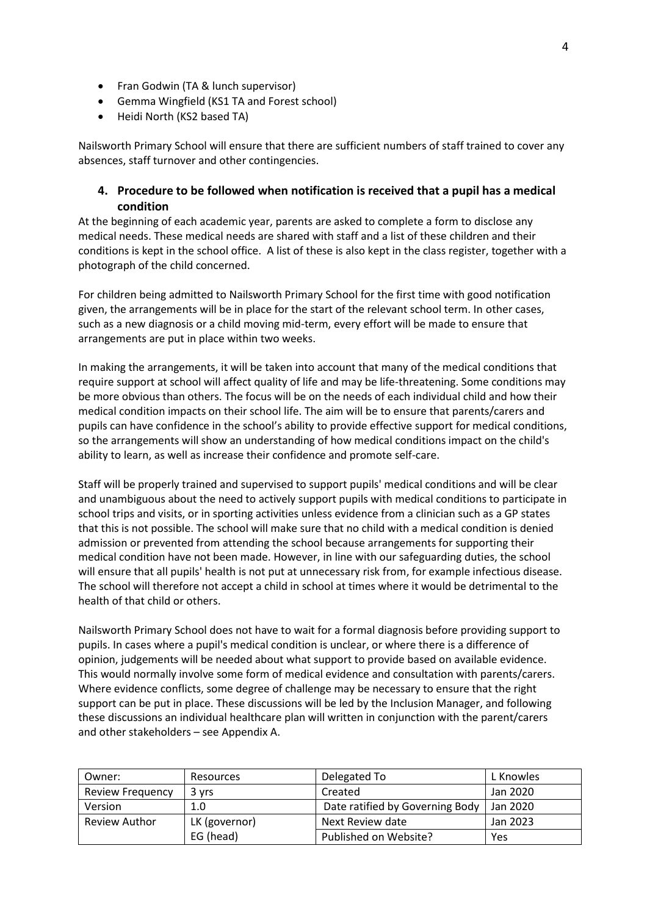- Fran Godwin (TA & lunch supervisor)
- Gemma Wingfield (KS1 TA and Forest school)
- Heidi North (KS2 based TA)

Nailsworth Primary School will ensure that there are sufficient numbers of staff trained to cover any absences, staff turnover and other contingencies.

## 4. Procedure to be followed when notification is received that a pupil has a medical condition

At the beginning of each academic year, parents are asked to complete a form to disclose any medical needs. These medical needs are shared with staff and a list of these children and their conditions is kept in the school office. A list of these is also kept in the class register, together with a photograph of the child concerned.

For children being admitted to Nailsworth Primary School for the first time with good notification given, the arrangements will be in place for the start of the relevant school term. In other cases, such as a new diagnosis or a child moving mid-term, every effort will be made to ensure that arrangements are put in place within two weeks.

In making the arrangements, it will be taken into account that many of the medical conditions that require support at school will affect quality of life and may be life-threatening. Some conditions may be more obvious than others. The focus will be on the needs of each individual child and how their medical condition impacts on their school life. The aim will be to ensure that parents/carers and pupils can have confidence in the school's ability to provide effective support for medical conditions, so the arrangements will show an understanding of how medical conditions impact on the child's ability to learn, as well as increase their confidence and promote self-care.

Staff will be properly trained and supervised to support pupils' medical conditions and will be clear and unambiguous about the need to actively support pupils with medical conditions to participate in school trips and visits, or in sporting activities unless evidence from a clinician such as a GP states that this is not possible. The school will make sure that no child with a medical condition is denied admission or prevented from attending the school because arrangements for supporting their medical condition have not been made. However, in line with our safeguarding duties, the school will ensure that all pupils' health is not put at unnecessary risk from, for example infectious disease. The school will therefore not accept a child in school at times where it would be detrimental to the health of that child or others.

Nailsworth Primary School does not have to wait for a formal diagnosis before providing support to pupils. In cases where a pupil's medical condition is unclear, or where there is a difference of opinion, judgements will be needed about what support to provide based on available evidence. This would normally involve some form of medical evidence and consultation with parents/carers. Where evidence conflicts, some degree of challenge may be necessary to ensure that the right support can be put in place. These discussions will be led by the Inclusion Manager, and following these discussions an individual healthcare plan will written in conjunction with the parent/carers and other stakeholders – see Appendix A.

| Owner: | Resources | Delegated To | L Knowles |
|---|---|---|---|
| Review Frequency | 3 yrs | Created | Jan 2020 |
| Version | 1.0 | Date ratified by Governing Body | Jan 2020 |
| Review Author | LK (governor) | Next Review date | Jan 2023 |
| | EG (head) | Published on Website? | Yes |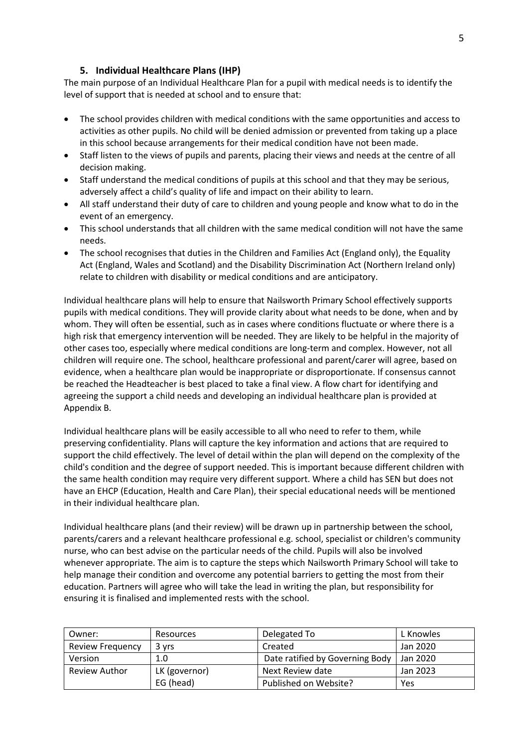## 5. Individual Healthcare Plans (IHP)

The main purpose of an Individual Healthcare Plan for a pupil with medical needs is to identify the level of support that is needed at school and to ensure that:

- The school provides children with medical conditions with the same opportunities and access to activities as other pupils. No child will be denied admission or prevented from taking up a place in this school because arrangements for their medical condition have not been made.
- Staff listen to the views of pupils and parents, placing their views and needs at the centre of all decision making.
- Staff understand the medical conditions of pupils at this school and that they may be serious, adversely affect a child's quality of life and impact on their ability to learn.
- All staff understand their duty of care to children and young people and know what to do in the event of an emergency.
- This school understands that all children with the same medical condition will not have the same needs.
- The school recognises that duties in the Children and Families Act (England only), the Equality Act (England, Wales and Scotland) and the Disability Discrimination Act (Northern Ireland only) relate to children with disability or medical conditions and are anticipatory.

Individual healthcare plans will help to ensure that Nailsworth Primary School effectively supports pupils with medical conditions. They will provide clarity about what needs to be done, when and by whom. They will often be essential, such as in cases where conditions fluctuate or where there is a high risk that emergency intervention will be needed. They are likely to be helpful in the majority of other cases too, especially where medical conditions are long-term and complex. However, not all children will require one. The school, healthcare professional and parent/carer will agree, based on evidence, when a healthcare plan would be inappropriate or disproportionate. If consensus cannot be reached the Headteacher is best placed to take a final view. A flow chart for identifying and agreeing the support a child needs and developing an individual healthcare plan is provided at Appendix B.

Individual healthcare plans will be easily accessible to all who need to refer to them, while preserving confidentiality. Plans will capture the key information and actions that are required to support the child effectively. The level of detail within the plan will depend on the complexity of the child's condition and the degree of support needed. This is important because different children with the same health condition may require very different support. Where a child has SEN but does not have an EHCP (Education, Health and Care Plan), their special educational needs will be mentioned in their individual healthcare plan.

Individual healthcare plans (and their review) will be drawn up in partnership between the school, parents/carers and a relevant healthcare professional e.g. school, specialist or children's community nurse, who can best advise on the particular needs of the child. Pupils will also be involved whenever appropriate. The aim is to capture the steps which Nailsworth Primary School will take to help manage their condition and overcome any potential barriers to getting the most from their education. Partners will agree who will take the lead in writing the plan, but responsibility for ensuring it is finalised and implemented rests with the school.

| Owner: | Resources | Delegated To | L Knowles |
|---|---|---|---|
| Review Frequency | 3 yrs | Created | Jan 2020 |
| Version | 1.0 | Date ratified by Governing Body | Jan 2020 |
| Review Author | LK (governor) | Next Review date | Jan 2023 |
| | EG (head) | Published on Website? | Yes |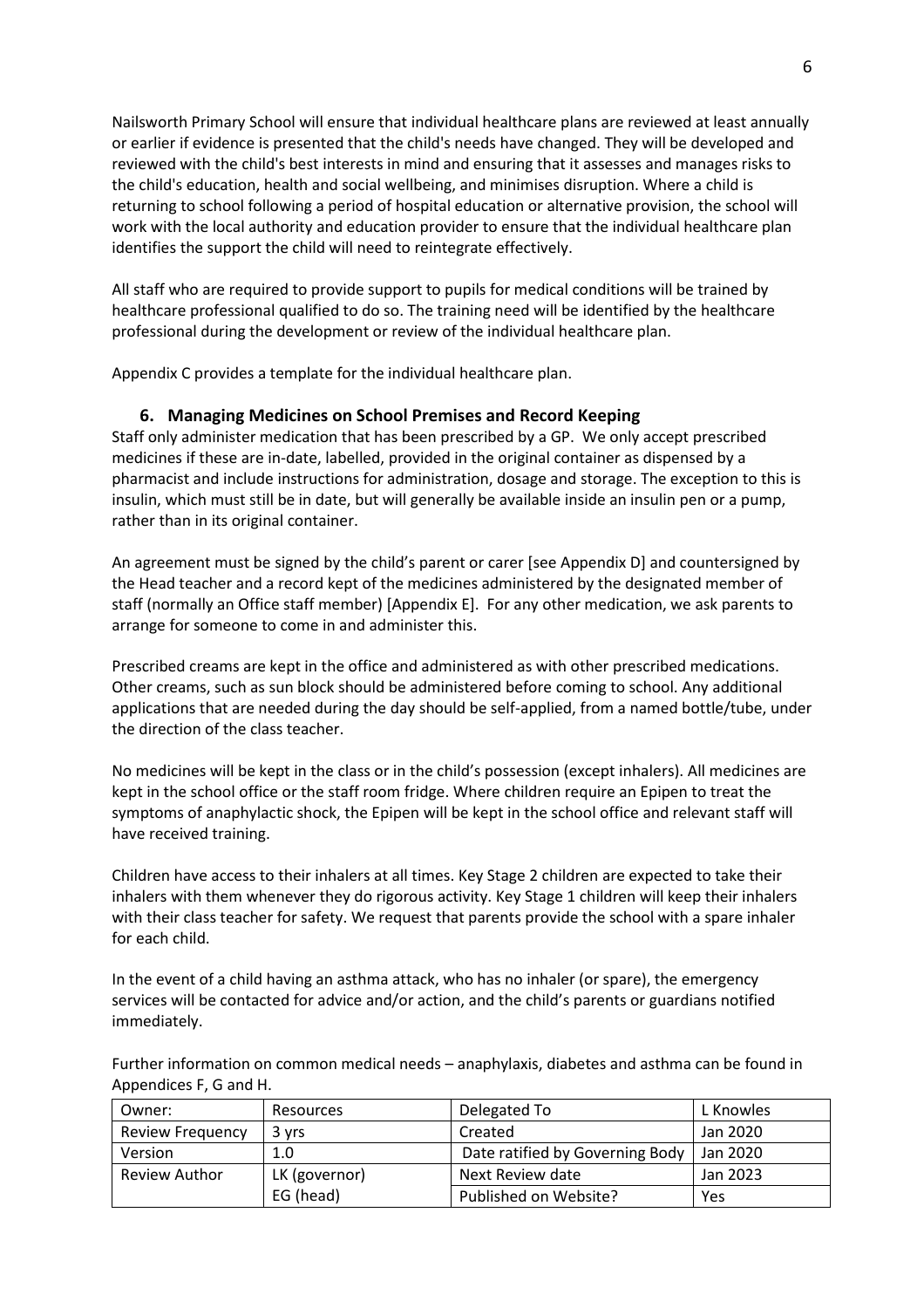Nailsworth Primary School will ensure that individual healthcare plans are reviewed at least annually or earlier if evidence is presented that the child's needs have changed. They will be developed and reviewed with the child's best interests in mind and ensuring that it assesses and manages risks to the child's education, health and social wellbeing, and minimises disruption. Where a child is returning to school following a period of hospital education or alternative provision, the school will work with the local authority and education provider to ensure that the individual healthcare plan identifies the support the child will need to reintegrate effectively.

All staff who are required to provide support to pupils for medical conditions will be trained by healthcare professional qualified to do so. The training need will be identified by the healthcare professional during the development or review of the individual healthcare plan.

Appendix C provides a template for the individual healthcare plan.

## 6. Managing Medicines on School Premises and Record Keeping

Staff only administer medication that has been prescribed by a GP. We only accept prescribed medicines if these are in-date, labelled, provided in the original container as dispensed by a pharmacist and include instructions for administration, dosage and storage. The exception to this is insulin, which must still be in date, but will generally be available inside an insulin pen or a pump, rather than in its original container.

An agreement must be signed by the child's parent or carer [see Appendix D] and countersigned by the Head teacher and a record kept of the medicines administered by the designated member of staff (normally an Office staff member) [Appendix E]. For any other medication, we ask parents to arrange for someone to come in and administer this.

Prescribed creams are kept in the office and administered as with other prescribed medications. Other creams, such as sun block should be administered before coming to school. Any additional applications that are needed during the day should be self-applied, from a named bottle/tube, under the direction of the class teacher.

No medicines will be kept in the class or in the child's possession (except inhalers). All medicines are kept in the school office or the staff room fridge. Where children require an Epipen to treat the symptoms of anaphylactic shock, the Epipen will be kept in the school office and relevant staff will have received training.

Children have access to their inhalers at all times. Key Stage 2 children are expected to take their inhalers with them whenever they do rigorous activity. Key Stage 1 children will keep their inhalers with their class teacher for safety. We request that parents provide the school with a spare inhaler for each child.

In the event of a child having an asthma attack, who has no inhaler (or spare), the emergency services will be contacted for advice and/or action, and the child's parents or guardians notified immediately.

Further information on common medical needs – anaphylaxis, diabetes and asthma can be found in Appendices F, G and H.

| Owner: | Resources | Delegated To | L Knowles |
|---|---|---|---|
| Review Frequency | 3 yrs | Created | Jan 2020 |
| Version | 1.0 | Date ratified by Governing Body | Jan 2020 |
| Review Author | LK (governor)<br>EG (head) | Next Review date<br>Published on Website? | Jan 2023<br>Yes |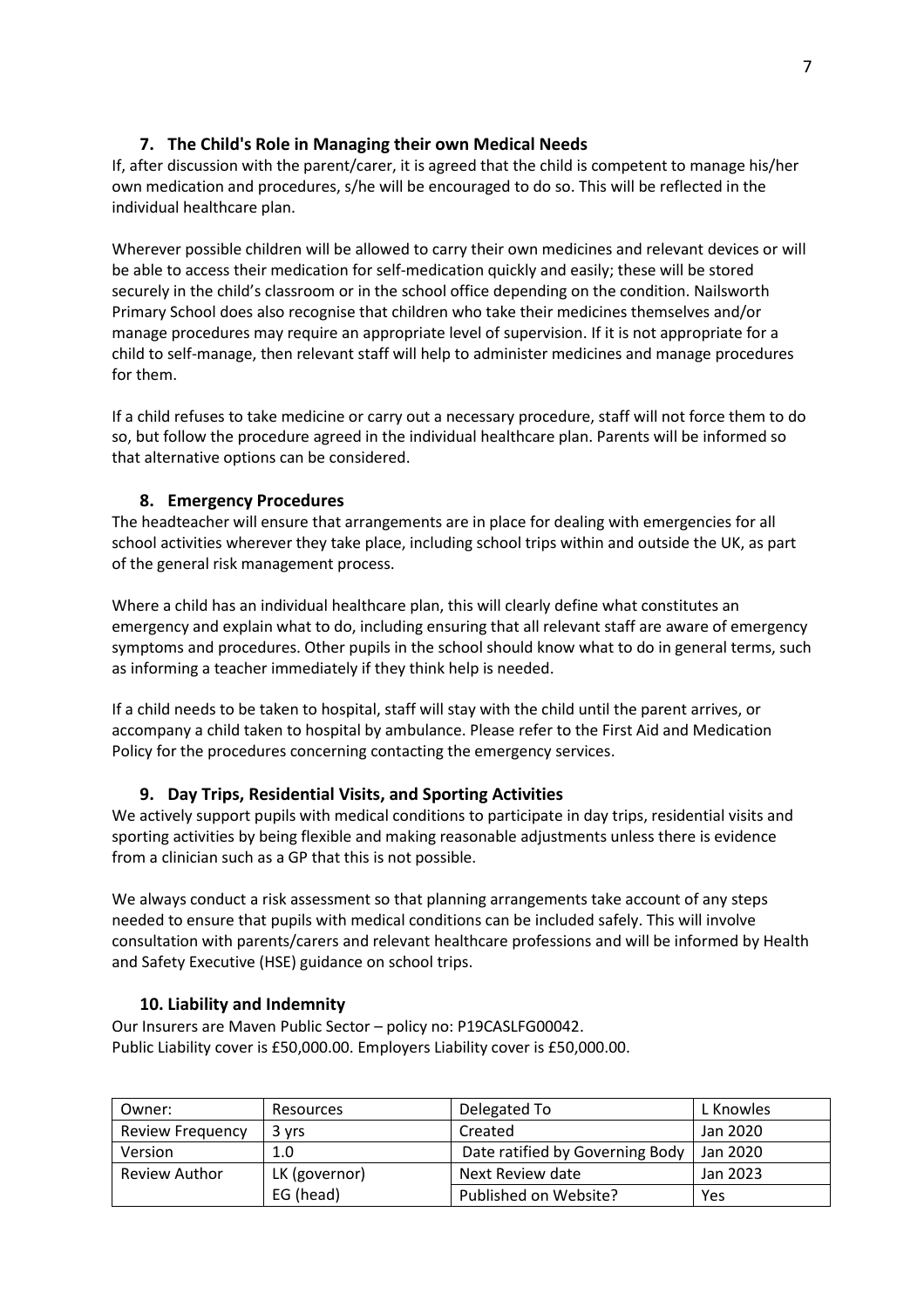## 7. The Child's Role in Managing their own Medical Needs

If, after discussion with the parent/carer, it is agreed that the child is competent to manage his/her own medication and procedures, s/he will be encouraged to do so. This will be reflected in the individual healthcare plan.

Wherever possible children will be allowed to carry their own medicines and relevant devices or will be able to access their medication for self-medication quickly and easily; these will be stored securely in the child's classroom or in the school office depending on the condition. Nailsworth Primary School does also recognise that children who take their medicines themselves and/or manage procedures may require an appropriate level of supervision. If it is not appropriate for a child to self-manage, then relevant staff will help to administer medicines and manage procedures for them.

If a child refuses to take medicine or carry out a necessary procedure, staff will not force them to do so, but follow the procedure agreed in the individual healthcare plan. Parents will be informed so that alternative options can be considered.

## 8. Emergency Procedures

The headteacher will ensure that arrangements are in place for dealing with emergencies for all school activities wherever they take place, including school trips within and outside the UK, as part of the general risk management process.

Where a child has an individual healthcare plan, this will clearly define what constitutes an emergency and explain what to do, including ensuring that all relevant staff are aware of emergency symptoms and procedures. Other pupils in the school should know what to do in general terms, such as informing a teacher immediately if they think help is needed.

If a child needs to be taken to hospital, staff will stay with the child until the parent arrives, or accompany a child taken to hospital by ambulance. Please refer to the First Aid and Medication Policy for the procedures concerning contacting the emergency services.

## 9. Day Trips, Residential Visits, and Sporting Activities

We actively support pupils with medical conditions to participate in day trips, residential visits and sporting activities by being flexible and making reasonable adjustments unless there is evidence from a clinician such as a GP that this is not possible.

We always conduct a risk assessment so that planning arrangements take account of any steps needed to ensure that pupils with medical conditions can be included safely. This will involve consultation with parents/carers and relevant healthcare professions and will be informed by Health and Safety Executive (HSE) guidance on school trips.

## 10. Liability and Indemnity

Our Insurers are Maven Public Sector – policy no: P19CASLFG00042.
Public Liability cover is £50,000.00. Employers Liability cover is £50,000.00.

| Owner: | Resources | Delegated To | L Knowles |
|---|---|---|---|
| Review Frequency | 3 yrs | Created | Jan 2020 |
| Version | 1.0 | Date ratified by Governing Body | Jan 2020 |
| Review Author | LK (governor) | Next Review date | Jan 2023 |
| | EG (head) | Published on Website? | Yes |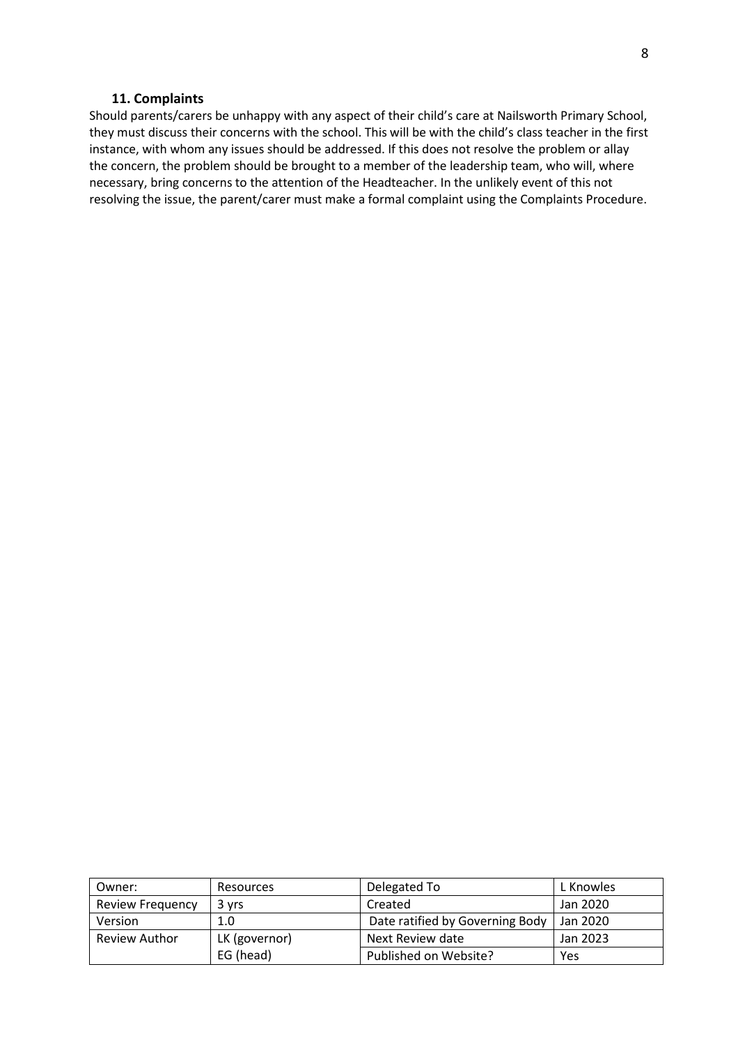### 11. Complaints

Should parents/carers be unhappy with any aspect of their child's care at Nailsworth Primary School, they must discuss their concerns with the school. This will be with the child's class teacher in the first instance, with whom any issues should be addressed. If this does not resolve the problem or allay the concern, the problem should be brought to a member of the leadership team, who will, where necessary, bring concerns to the attention of the Headteacher. In the unlikely event of this not resolving the issue, the parent/carer must make a formal complaint using the Complaints Procedure.

| Owner: | Resources | Delegated To | L Knowles |
|---|---|---|---|
| Review Frequency | 3 yrs | Created | Jan 2020 |
| Version | 1.0 | Date ratified by Governing Body | Jan 2020 |
| Review Author | LK (governor) | Next Review date | Jan 2023 |
| | EG (head) | Published on Website? | Yes |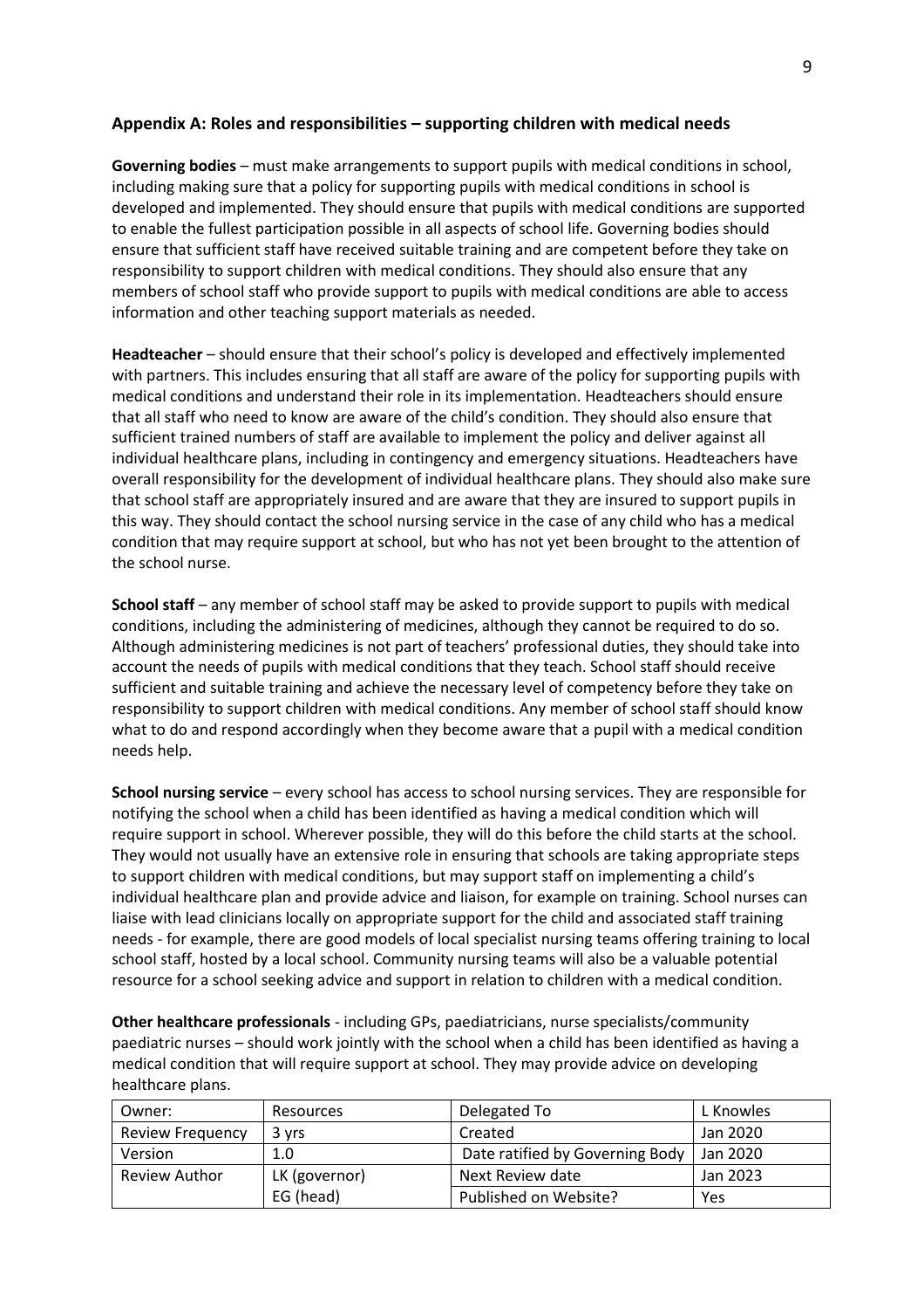## Appendix A: Roles and responsibilities – supporting children with medical needs

**Governing bodies** – must make arrangements to support pupils with medical conditions in school, including making sure that a policy for supporting pupils with medical conditions in school is developed and implemented. They should ensure that pupils with medical conditions are supported to enable the fullest participation possible in all aspects of school life. Governing bodies should ensure that sufficient staff have received suitable training and are competent before they take on responsibility to support children with medical conditions. They should also ensure that any members of school staff who provide support to pupils with medical conditions are able to access information and other teaching support materials as needed.

**Headteacher** – should ensure that their school's policy is developed and effectively implemented with partners. This includes ensuring that all staff are aware of the policy for supporting pupils with medical conditions and understand their role in its implementation. Headteachers should ensure that all staff who need to know are aware of the child's condition. They should also ensure that sufficient trained numbers of staff are available to implement the policy and deliver against all individual healthcare plans, including in contingency and emergency situations. Headteachers have overall responsibility for the development of individual healthcare plans. They should also make sure that school staff are appropriately insured and are aware that they are insured to support pupils in this way. They should contact the school nursing service in the case of any child who has a medical condition that may require support at school, but who has not yet been brought to the attention of the school nurse.

**School staff** – any member of school staff may be asked to provide support to pupils with medical conditions, including the administering of medicines, although they cannot be required to do so. Although administering medicines is not part of teachers' professional duties, they should take into account the needs of pupils with medical conditions that they teach. School staff should receive sufficient and suitable training and achieve the necessary level of competency before they take on responsibility to support children with medical conditions. Any member of school staff should know what to do and respond accordingly when they become aware that a pupil with a medical condition needs help.

**School nursing service** – every school has access to school nursing services. They are responsible for notifying the school when a child has been identified as having a medical condition which will require support in school. Wherever possible, they will do this before the child starts at the school. They would not usually have an extensive role in ensuring that schools are taking appropriate steps to support children with medical conditions, but may support staff on implementing a child's individual healthcare plan and provide advice and liaison, for example on training. School nurses can liaise with lead clinicians locally on appropriate support for the child and associated staff training needs - for example, there are good models of local specialist nursing teams offering training to local school staff, hosted by a local school. Community nursing teams will also be a valuable potential resource for a school seeking advice and support in relation to children with a medical condition.

**Other healthcare professionals** - including GPs, paediatricians, nurse specialists/community paediatric nurses – should work jointly with the school when a child has been identified as having a medical condition that will require support at school. They may provide advice on developing healthcare plans.

| Owner: | Resources | Delegated To | L Knowles |
|---|---|---|---|
| Review Frequency | 3 yrs | Created | Jan 2020 |
| Version | 1.0 | Date ratified by Governing Body | Jan 2020 |
| Review Author | LK (governor) | Next Review date | Jan 2023 |
| | EG (head) | Published on Website? | Yes |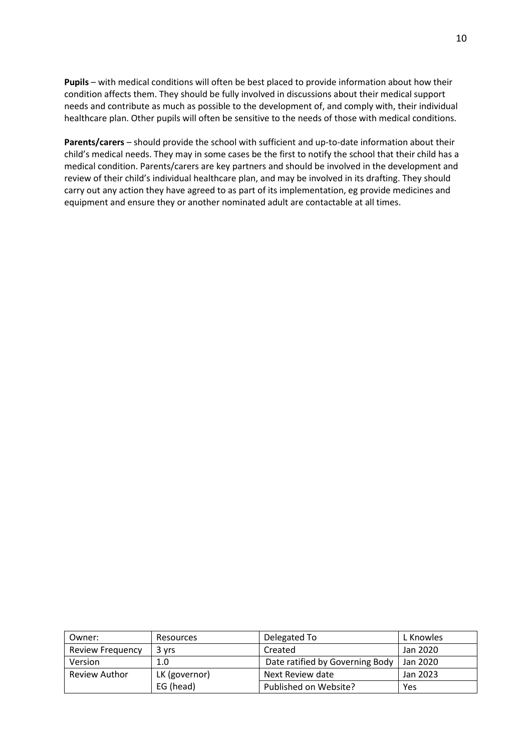**Pupils** – with medical conditions will often be best placed to provide information about how their condition affects them. They should be fully involved in discussions about their medical support needs and contribute as much as possible to the development of, and comply with, their individual healthcare plan. Other pupils will often be sensitive to the needs of those with medical conditions.

**Parents/carers** – should provide the school with sufficient and up-to-date information about their child's medical needs. They may in some cases be the first to notify the school that their child has a medical condition. Parents/carers are key partners and should be involved in the development and review of their child's individual healthcare plan, and may be involved in its drafting. They should carry out any action they have agreed to as part of its implementation, eg provide medicines and equipment and ensure they or another nominated adult are contactable at all times.

| Owner: | Resources | Delegated To | L Knowles |
|---|---|---|---|
| Review Frequency | 3 yrs | Created | Jan 2020 |
| Version | 1.0 | Date ratified by Governing Body | Jan 2020 |
| Review Author | LK (governor) | Next Review date | Jan 2023 |
| | EG (head) | Published on Website? | Yes |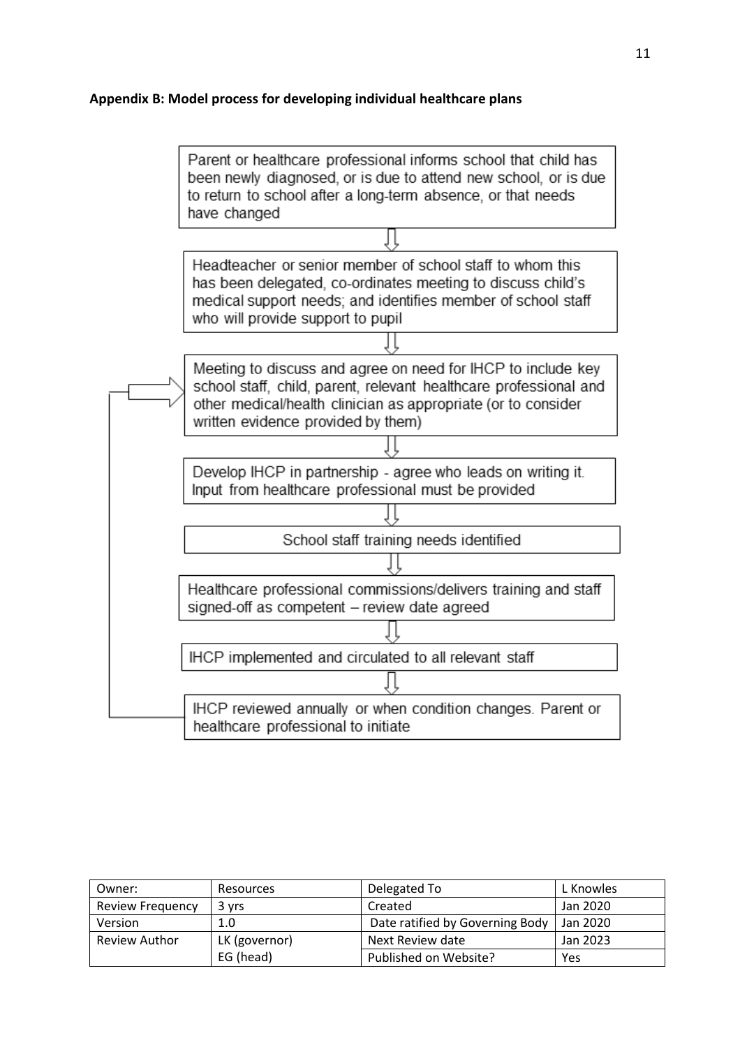**Appendix B: Model process for developing individual healthcare plans**

Parent or healthcare professional informs school that child has been newly diagnosed, or is due to attend new school, or is due to return to school after a long-term absence, or that needs have changed

⇩

Headteacher or senior member of school staff to whom this has been delegated, co-ordinates meeting to discuss child's medical support needs; and identifies member of school staff who will provide support to pupil

⇩

Meeting to discuss and agree on need for IHCP to include key school staff, child, parent, relevant healthcare professional and other medical/health clinician as appropriate (or to consider written evidence provided by them)

⇩

Develop IHCP in partnership - agree who leads on writing it. Input from healthcare professional must be provided

⇩

School staff training needs identified

⇩

Healthcare professional commissions/delivers training and staff signed-off as competent – review date agreed

⇩

IHCP implemented and circulated to all relevant staff

⇩

IHCP reviewed annually or when condition changes. Parent or healthcare professional to initiate

(Returns to: Meeting to discuss and agree on need for IHCP)

| Owner: | Resources | Delegated To | L Knowles |
|---|---|---|---|
| Review Frequency | 3 yrs | Created | Jan 2020 |
| Version | 1.0 | Date ratified by Governing Body | Jan 2020 |
| Review Author | LK (governor) | Next Review date | Jan 2023 |
| | EG (head) | Published on Website? | Yes |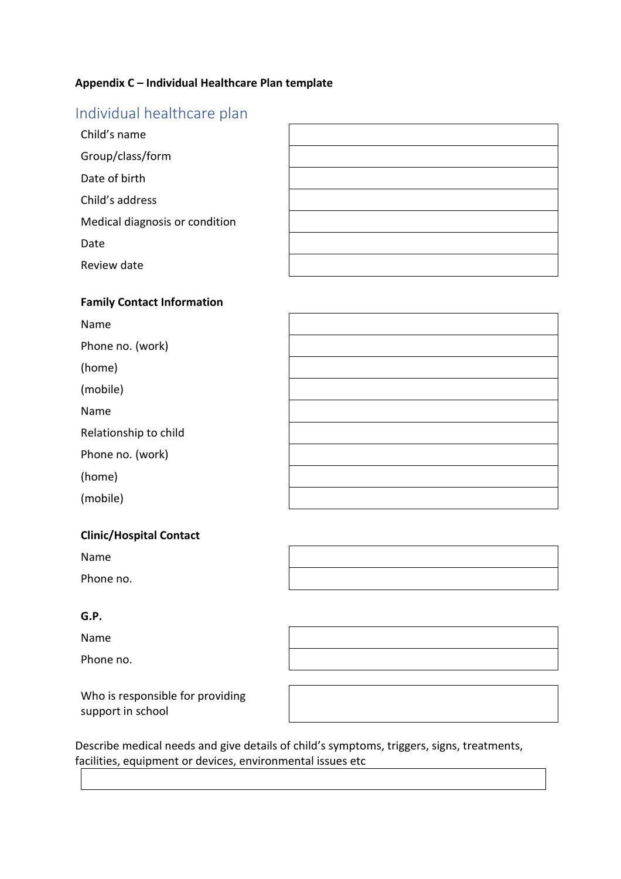**Appendix C – Individual Healthcare Plan template**

## Individual healthcare plan

| | |
|---|---|
| Child's name | |
| Group/class/form | |
| Date of birth | |
| Child's address | |
| Medical diagnosis or condition | |
| Date | |
| Review date | |

**Family Contact Information**

| | |
|---|---|
| Name | |
| Phone no. (work) | |
| (home) | |
| (mobile) | |
| Name | |
| Relationship to child | |
| Phone no. (work) | |
| (home) | |
| (mobile) | |

**Clinic/Hospital Contact**

| | |
|---|---|
| Name | |
| Phone no. | |

**G.P.**

| | |
|---|---|
| Name | |
| Phone no. | |

| | |
|---|---|
| Who is responsible for providing support in school | |

Describe medical needs and give details of child's symptoms, triggers, signs, treatments, facilities, equipment or devices, environmental issues etc

| |
|---|
| |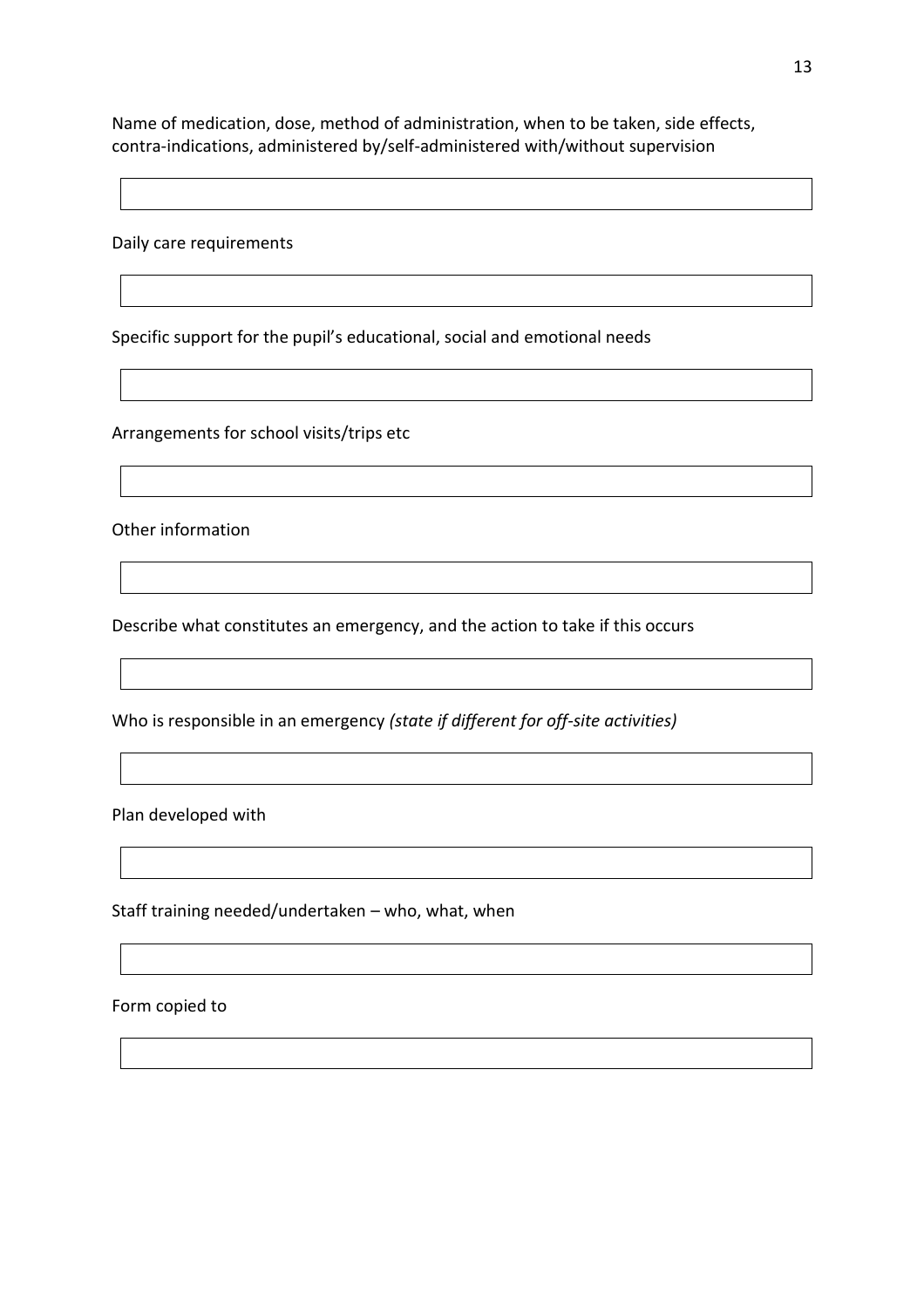Name of medication, dose, method of administration, when to be taken, side effects, contra-indications, administered by/self-administered with/without supervision

| |
|---|
| |

Daily care requirements

| |
|---|
| |

Specific support for the pupil's educational, social and emotional needs

| |
|---|
| |

Arrangements for school visits/trips etc

| |
|---|
| |

Other information

| |
|---|
| |

Describe what constitutes an emergency, and the action to take if this occurs

| |
|---|
| |

Who is responsible in an emergency *(state if different for off-site activities)*

| |
|---|
| |

Plan developed with

| |
|---|
| |

Staff training needed/undertaken – who, what, when

| |
|---|
| |

Form copied to

| |
|---|
| |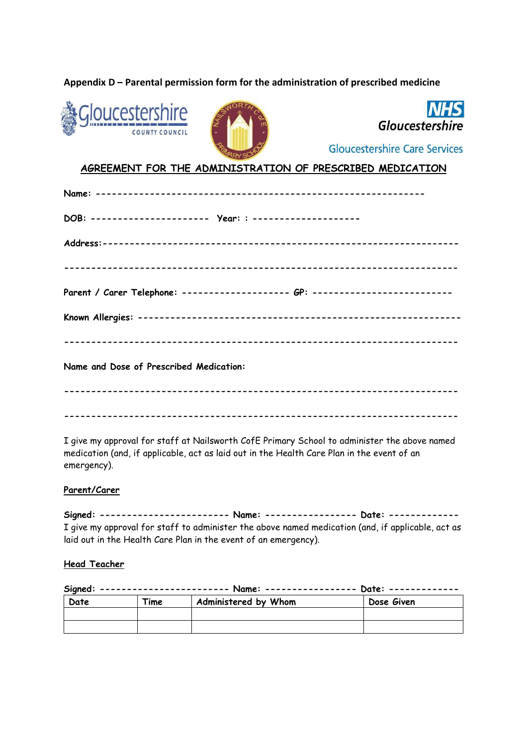**Appendix D – Parental permission form for the administration of prescribed medicine**

Gloucestershire County Council

NHS Gloucestershire

Gloucestershire Care Services

## AGREEMENT FOR THE ADMINISTRATION OF PRESCRIBED MEDICATION

**Name:** ------------------------------------------------------------

**DOB:** ---------------------- **Year:** : --------------------

**Address:**-----------------------------------------------------------------

------------------------------------------------------------------------

**Parent / Carer Telephone:** -------------------- **GP:** --------------------------

**Known Allergies:** ------------------------------------------------------------

------------------------------------------------------------------------

**Name and Dose of Prescribed Medication:**

------------------------------------------------------------------------

------------------------------------------------------------------------

I give my approval for staff at Nailsworth CofE Primary School to administer the above named medication (and, if applicable, act as laid out in the Health Care Plan in the event of an emergency).

**Parent/Carer**

**Signed:** ------------------------ **Name:** ----------------- **Date:** -------------

I give my approval for staff to administer the above named medication (and, if applicable, act as laid out in the Health Care Plan in the event of an emergency).

**Head Teacher**

**Signed:** ------------------------ **Name:** ----------------- **Date:** -------------

| Date | Time | Administered by Whom | Dose Given |
|---|---|---|---|
| | | | |
| | | | |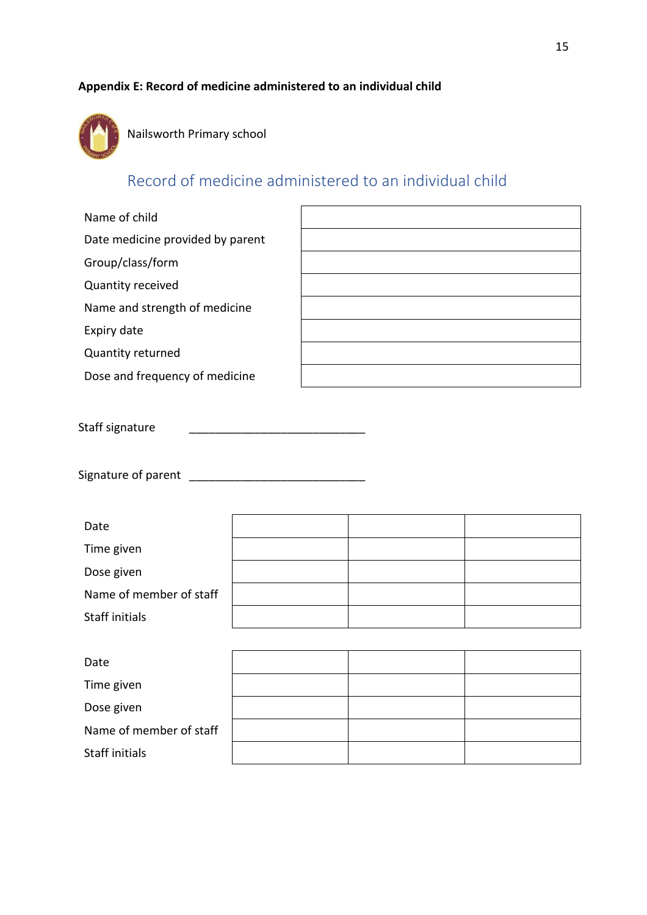**Appendix E: Record of medicine administered to an individual child**

Nailsworth Primary school

## Record of medicine administered to an individual child

| | |
|---|---|
| Name of child | |
| Date medicine provided by parent | |
| Group/class/form | |
| Quantity received | |
| Name and strength of medicine | |
| Expiry date | |
| Quantity returned | |
| Dose and frequency of medicine | |

Staff signature ____________________________

Signature of parent ____________________________

| | | | |
|---|---|---|---|
| Date | | | |
| Time given | | | |
| Dose given | | | |
| Name of member of staff | | | |
| Staff initials | | | |

| | | | |
|---|---|---|---|
| Date | | | |
| Time given | | | |
| Dose given | | | |
| Name of member of staff | | | |
| Staff initials | | | |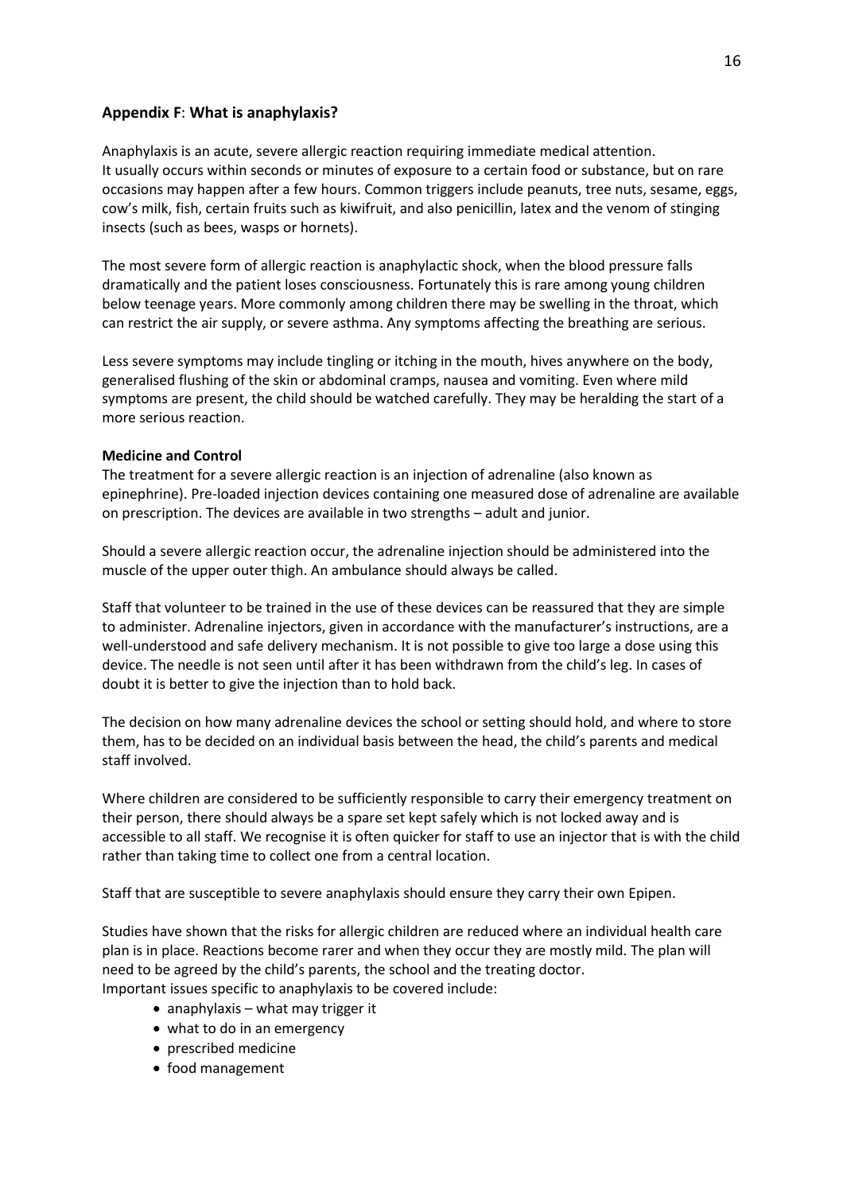## Appendix F: What is anaphylaxis?

Anaphylaxis is an acute, severe allergic reaction requiring immediate medical attention. It usually occurs within seconds or minutes of exposure to a certain food or substance, but on rare occasions may happen after a few hours. Common triggers include peanuts, tree nuts, sesame, eggs, cow's milk, fish, certain fruits such as kiwifruit, and also penicillin, latex and the venom of stinging insects (such as bees, wasps or hornets).

The most severe form of allergic reaction is anaphylactic shock, when the blood pressure falls dramatically and the patient loses consciousness. Fortunately this is rare among young children below teenage years. More commonly among children there may be swelling in the throat, which can restrict the air supply, or severe asthma. Any symptoms affecting the breathing are serious.

Less severe symptoms may include tingling or itching in the mouth, hives anywhere on the body, generalised flushing of the skin or abdominal cramps, nausea and vomiting. Even where mild symptoms are present, the child should be watched carefully. They may be heralding the start of a more serious reaction.

**Medicine and Control**

The treatment for a severe allergic reaction is an injection of adrenaline (also known as epinephrine). Pre-loaded injection devices containing one measured dose of adrenaline are available on prescription. The devices are available in two strengths – adult and junior.

Should a severe allergic reaction occur, the adrenaline injection should be administered into the muscle of the upper outer thigh. An ambulance should always be called.

Staff that volunteer to be trained in the use of these devices can be reassured that they are simple to administer. Adrenaline injectors, given in accordance with the manufacturer's instructions, are a well-understood and safe delivery mechanism. It is not possible to give too large a dose using this device. The needle is not seen until after it has been withdrawn from the child's leg. In cases of doubt it is better to give the injection than to hold back.

The decision on how many adrenaline devices the school or setting should hold, and where to store them, has to be decided on an individual basis between the head, the child's parents and medical staff involved.

Where children are considered to be sufficiently responsible to carry their emergency treatment on their person, there should always be a spare set kept safely which is not locked away and is accessible to all staff. We recognise it is often quicker for staff to use an injector that is with the child rather than taking time to collect one from a central location.

Staff that are susceptible to severe anaphylaxis should ensure they carry their own Epipen.

Studies have shown that the risks for allergic children are reduced where an individual health care plan is in place. Reactions become rarer and when they occur they are mostly mild. The plan will need to be agreed by the child's parents, the school and the treating doctor.
Important issues specific to anaphylaxis to be covered include:

- anaphylaxis – what may trigger it
- what to do in an emergency
- prescribed medicine
- food management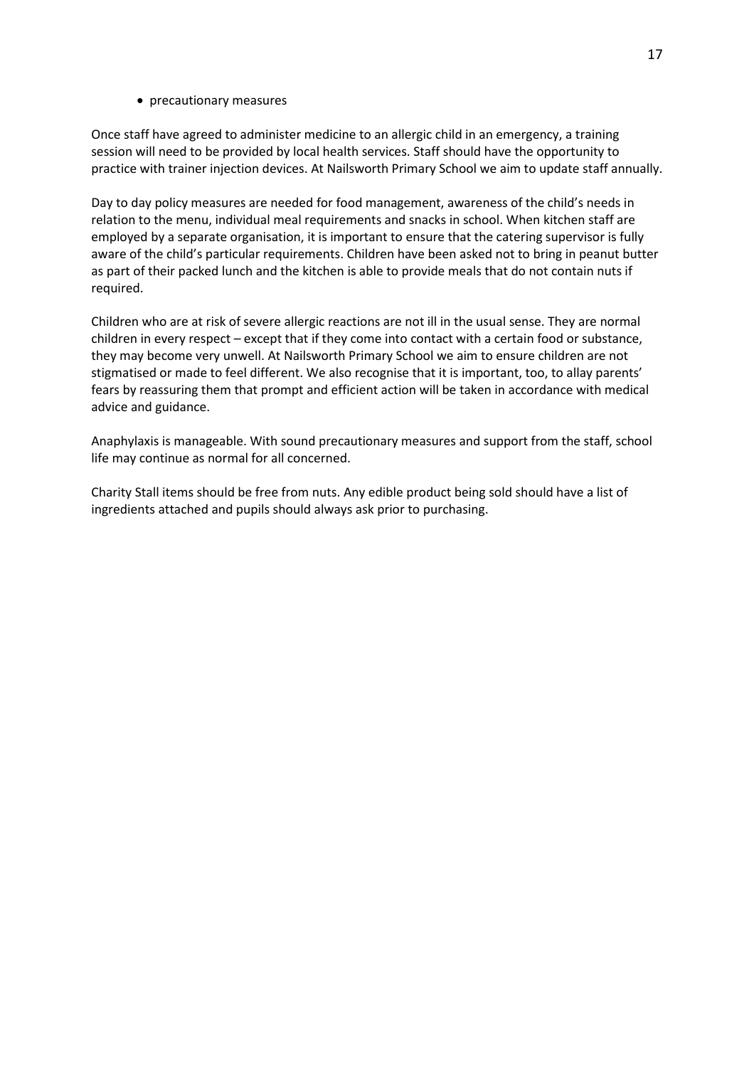- precautionary measures

Once staff have agreed to administer medicine to an allergic child in an emergency, a training session will need to be provided by local health services. Staff should have the opportunity to practice with trainer injection devices. At Nailsworth Primary School we aim to update staff annually.

Day to day policy measures are needed for food management, awareness of the child's needs in relation to the menu, individual meal requirements and snacks in school. When kitchen staff are employed by a separate organisation, it is important to ensure that the catering supervisor is fully aware of the child's particular requirements. Children have been asked not to bring in peanut butter as part of their packed lunch and the kitchen is able to provide meals that do not contain nuts if required.

Children who are at risk of severe allergic reactions are not ill in the usual sense. They are normal children in every respect – except that if they come into contact with a certain food or substance, they may become very unwell. At Nailsworth Primary School we aim to ensure children are not stigmatised or made to feel different. We also recognise that it is important, too, to allay parents' fears by reassuring them that prompt and efficient action will be taken in accordance with medical advice and guidance.

Anaphylaxis is manageable. With sound precautionary measures and support from the staff, school life may continue as normal for all concerned.

Charity Stall items should be free from nuts. Any edible product being sold should have a list of ingredients attached and pupils should always ask prior to purchasing.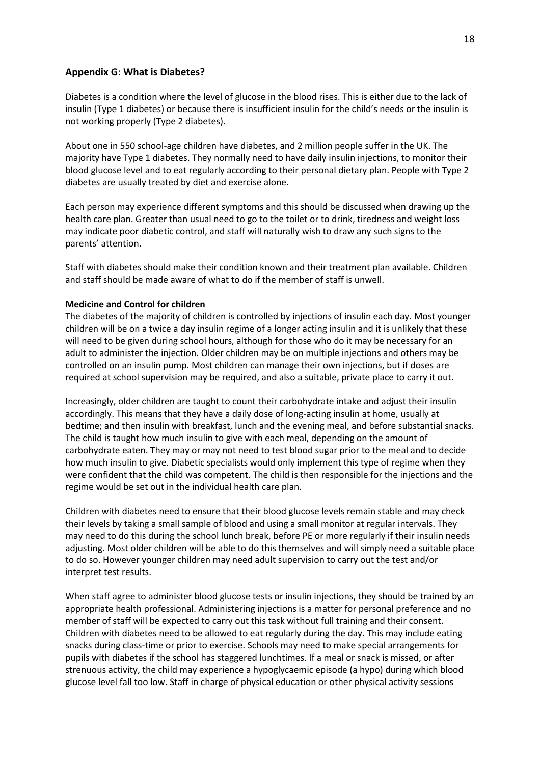## Appendix G: What is Diabetes?

Diabetes is a condition where the level of glucose in the blood rises. This is either due to the lack of insulin (Type 1 diabetes) or because there is insufficient insulin for the child's needs or the insulin is not working properly (Type 2 diabetes).

About one in 550 school-age children have diabetes, and 2 million people suffer in the UK. The majority have Type 1 diabetes. They normally need to have daily insulin injections, to monitor their blood glucose level and to eat regularly according to their personal dietary plan. People with Type 2 diabetes are usually treated by diet and exercise alone.

Each person may experience different symptoms and this should be discussed when drawing up the health care plan. Greater than usual need to go to the toilet or to drink, tiredness and weight loss may indicate poor diabetic control, and staff will naturally wish to draw any such signs to the parents' attention.

Staff with diabetes should make their condition known and their treatment plan available. Children and staff should be made aware of what to do if the member of staff is unwell.

**Medicine and Control for children**

The diabetes of the majority of children is controlled by injections of insulin each day. Most younger children will be on a twice a day insulin regime of a longer acting insulin and it is unlikely that these will need to be given during school hours, although for those who do it may be necessary for an adult to administer the injection. Older children may be on multiple injections and others may be controlled on an insulin pump. Most children can manage their own injections, but if doses are required at school supervision may be required, and also a suitable, private place to carry it out.

Increasingly, older children are taught to count their carbohydrate intake and adjust their insulin accordingly. This means that they have a daily dose of long-acting insulin at home, usually at bedtime; and then insulin with breakfast, lunch and the evening meal, and before substantial snacks. The child is taught how much insulin to give with each meal, depending on the amount of carbohydrate eaten. They may or may not need to test blood sugar prior to the meal and to decide how much insulin to give. Diabetic specialists would only implement this type of regime when they were confident that the child was competent. The child is then responsible for the injections and the regime would be set out in the individual health care plan.

Children with diabetes need to ensure that their blood glucose levels remain stable and may check their levels by taking a small sample of blood and using a small monitor at regular intervals. They may need to do this during the school lunch break, before PE or more regularly if their insulin needs adjusting. Most older children will be able to do this themselves and will simply need a suitable place to do so. However younger children may need adult supervision to carry out the test and/or interpret test results.

When staff agree to administer blood glucose tests or insulin injections, they should be trained by an appropriate health professional. Administering injections is a matter for personal preference and no member of staff will be expected to carry out this task without full training and their consent. Children with diabetes need to be allowed to eat regularly during the day. This may include eating snacks during class-time or prior to exercise. Schools may need to make special arrangements for pupils with diabetes if the school has staggered lunchtimes. If a meal or snack is missed, or after strenuous activity, the child may experience a hypoglycaemic episode (a hypo) during which blood glucose level fall too low. Staff in charge of physical education or other physical activity sessions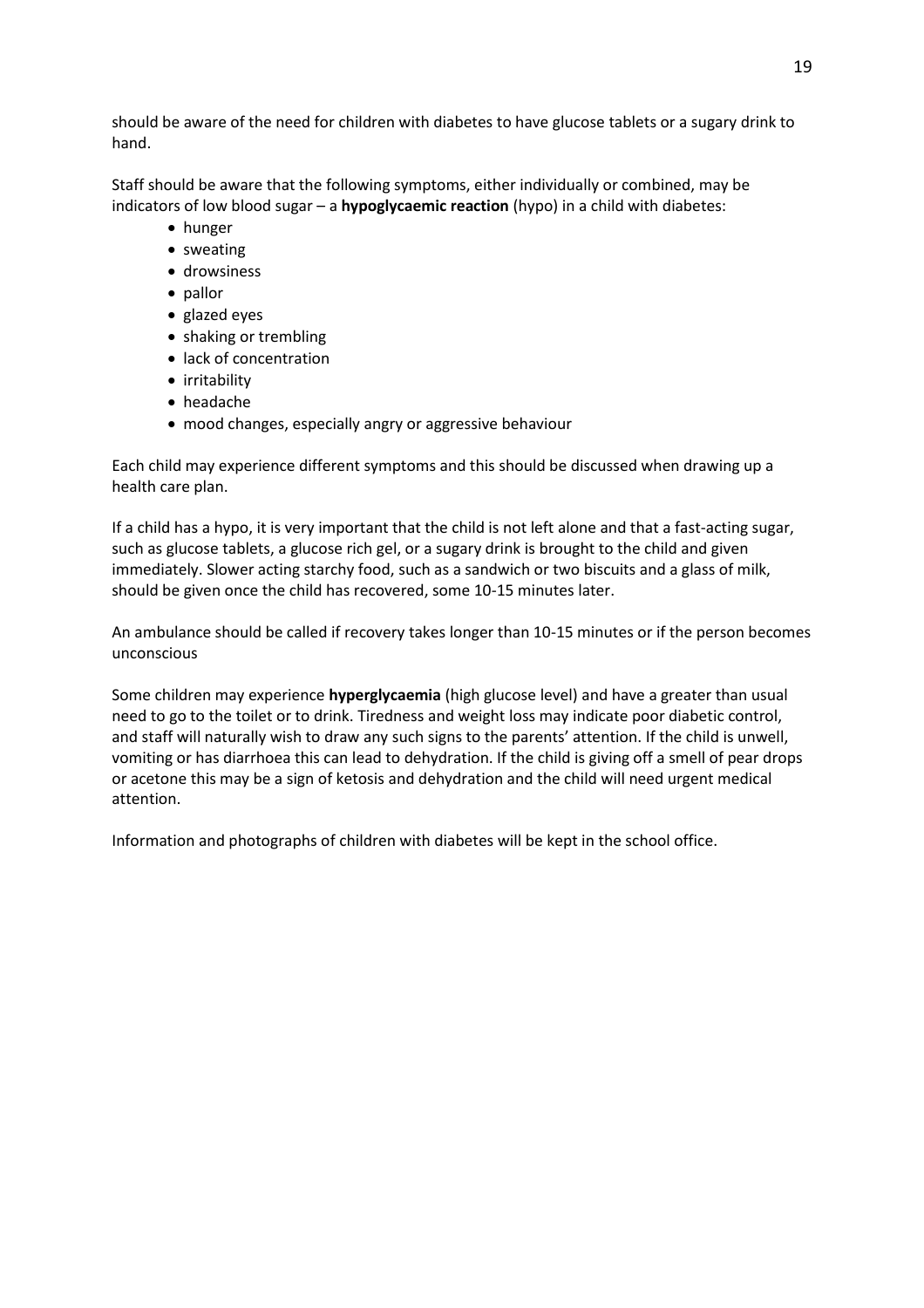should be aware of the need for children with diabetes to have glucose tablets or a sugary drink to hand.

Staff should be aware that the following symptoms, either individually or combined, may be indicators of low blood sugar – a **hypoglycaemic reaction** (hypo) in a child with diabetes:

- hunger
- sweating
- drowsiness
- pallor
- glazed eyes
- shaking or trembling
- lack of concentration
- irritability
- headache
- mood changes, especially angry or aggressive behaviour

Each child may experience different symptoms and this should be discussed when drawing up a health care plan.

If a child has a hypo, it is very important that the child is not left alone and that a fast-acting sugar, such as glucose tablets, a glucose rich gel, or a sugary drink is brought to the child and given immediately. Slower acting starchy food, such as a sandwich or two biscuits and a glass of milk, should be given once the child has recovered, some 10-15 minutes later.

An ambulance should be called if recovery takes longer than 10-15 minutes or if the person becomes unconscious

Some children may experience **hyperglycaemia** (high glucose level) and have a greater than usual need to go to the toilet or to drink. Tiredness and weight loss may indicate poor diabetic control, and staff will naturally wish to draw any such signs to the parents' attention. If the child is unwell, vomiting or has diarrhoea this can lead to dehydration. If the child is giving off a smell of pear drops or acetone this may be a sign of ketosis and dehydration and the child will need urgent medical attention.

Information and photographs of children with diabetes will be kept in the school office.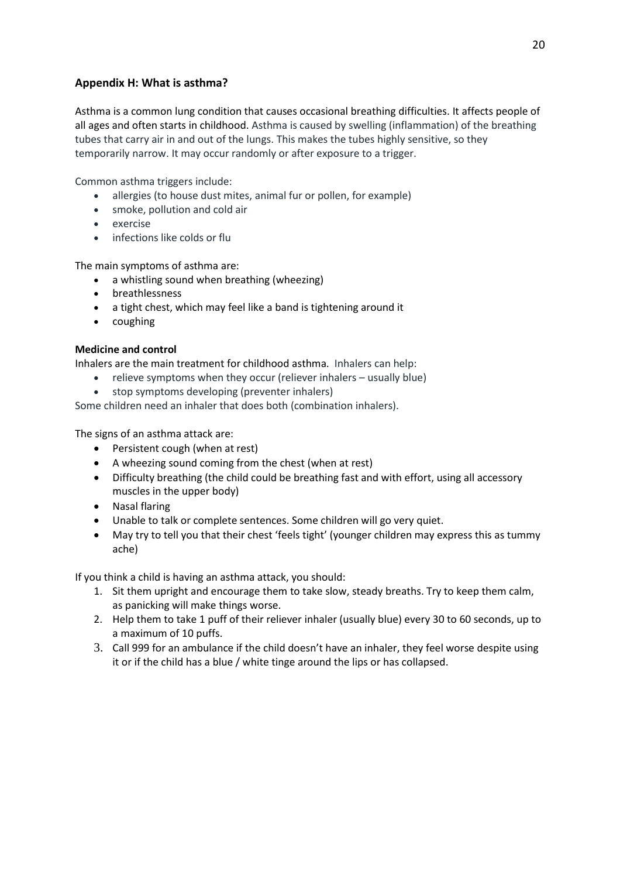## Appendix H: What is asthma?

Asthma is a common lung condition that causes occasional breathing difficulties. It affects people of all ages and often starts in childhood. Asthma is caused by swelling (inflammation) of the breathing tubes that carry air in and out of the lungs. This makes the tubes highly sensitive, so they temporarily narrow. It may occur randomly or after exposure to a trigger.

Common asthma triggers include:

- allergies (to house dust mites, animal fur or pollen, for example)
- smoke, pollution and cold air
- exercise
- infections like colds or flu

The main symptoms of asthma are:

- a whistling sound when breathing (wheezing)
- breathlessness
- a tight chest, which may feel like a band is tightening around it
- coughing

**Medicine and control**

Inhalers are the main treatment for childhood asthma. Inhalers can help:

- relieve symptoms when they occur (reliever inhalers – usually blue)
- stop symptoms developing (preventer inhalers)

Some children need an inhaler that does both (combination inhalers).

The signs of an asthma attack are:

- Persistent cough (when at rest)
- A wheezing sound coming from the chest (when at rest)
- Difficulty breathing (the child could be breathing fast and with effort, using all accessory muscles in the upper body)
- Nasal flaring
- Unable to talk or complete sentences. Some children will go very quiet.
- May try to tell you that their chest 'feels tight' (younger children may express this as tummy ache)

If you think a child is having an asthma attack, you should:

1. Sit them upright and encourage them to take slow, steady breaths. Try to keep them calm, as panicking will make things worse.
2. Help them to take 1 puff of their reliever inhaler (usually blue) every 30 to 60 seconds, up to a maximum of 10 puffs.
3. Call 999 for an ambulance if the child doesn't have an inhaler, they feel worse despite using it or if the child has a blue / white tinge around the lips or has collapsed.